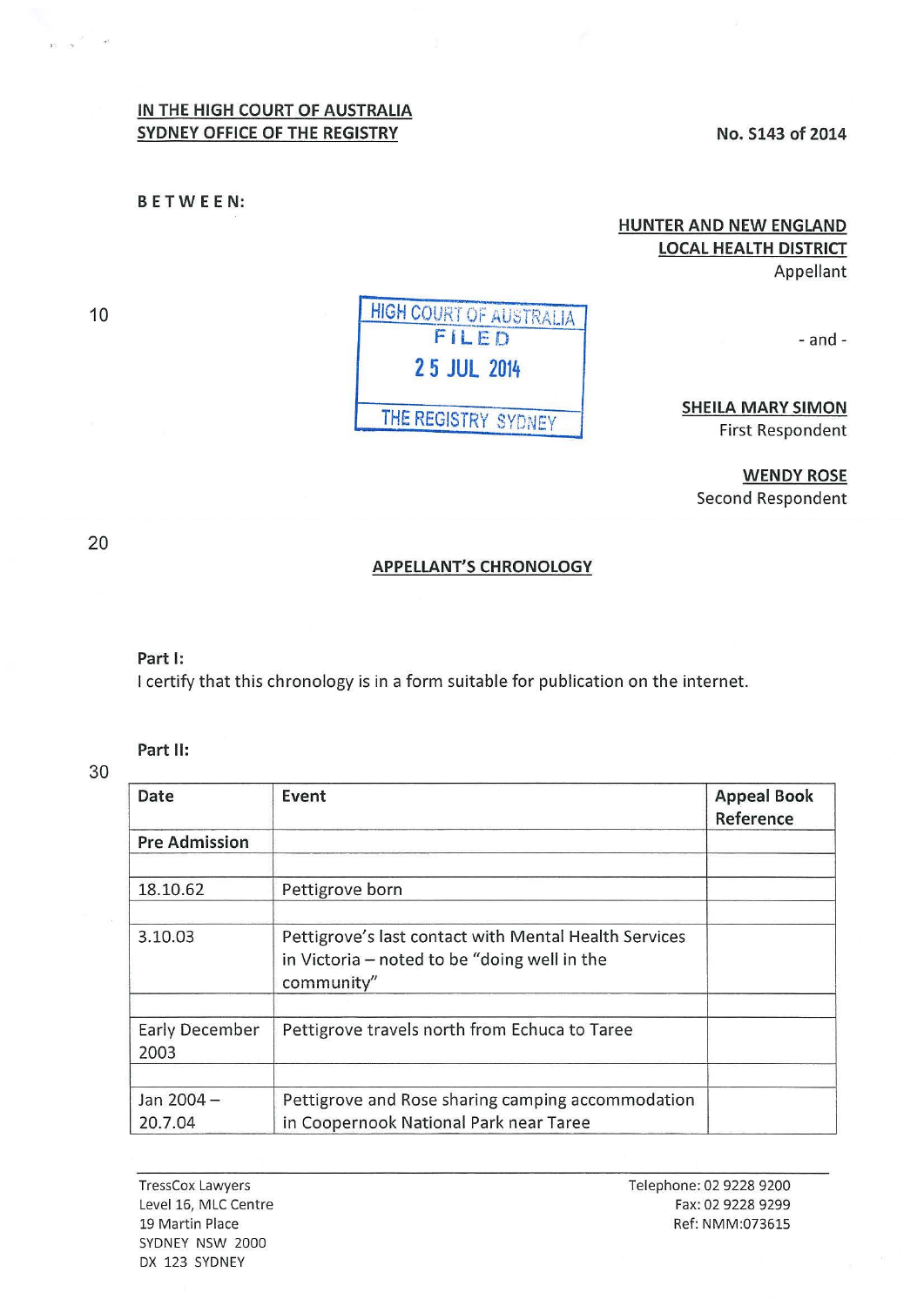IN THE HIGH COURT OF AUSTRALIA
SYDNEY OFFICE OF THE REGISTRY

No. S143 of 2014

BETWEEN:

**HUNTER AND NEW ENGLAND LOCAL HEALTH DISTRICT**
Appellant

- and -

**SHEILA MARY SIMON**
First Respondent

**WENDY ROSE**
Second Respondent

HIGH COURT OF AUSTRALIA
FILED
25 JUL 2014
THE REGISTRY SYDNEY

## APPELLANT'S CHRONOLOGY

**Part I:**

I certify that this chronology is in a form suitable for publication on the internet.

**Part II:**

| Date | Event | Appeal Book Reference |
|---|---|---|
| **Pre Admission** | | |
| | | |
| 18.10.62 | Pettigrove born | |
| | | |
| 3.10.03 | Pettigrove's last contact with Mental Health Services in Victoria – noted to be "doing well in the community" | |
| | | |
| Early December 2003 | Pettigrove travels north from Echuca to Taree | |
| | | |
| Jan 2004 – 20.7.04 | Pettigrove and Rose sharing camping accommodation in Coopernook National Park near Taree | |

TressCox Lawyers
Level 16, MLC Centre
19 Martin Place
SYDNEY NSW 2000
DX 123 SYDNEY

Telephone: 02 9228 9200
Fax: 02 9228 9299
Ref: NMM:073615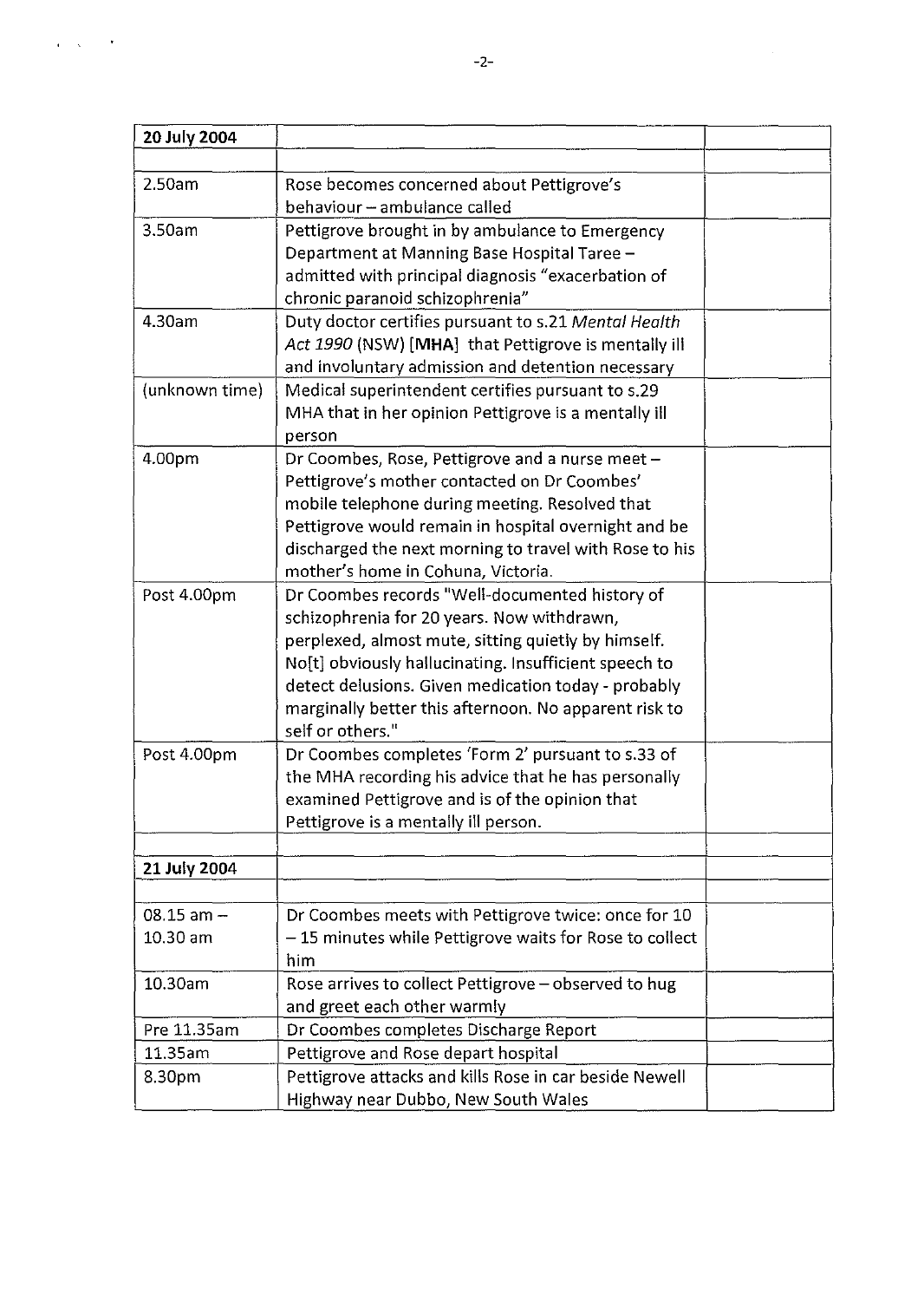| 20 July 2004 | | |
|---|---|---|
| | | |
| 2.50am | Rose becomes concerned about Pettigrove's behaviour – ambulance called | |
| 3.50am | Pettigrove brought in by ambulance to Emergency Department at Manning Base Hospital Taree – admitted with principal diagnosis "exacerbation of chronic paranoid schizophrenia" | |
| 4.30am | Duty doctor certifies pursuant to s.21 *Mental Health Act 1990* (NSW) [**MHA**] that Pettigrove is mentally ill and involuntary admission and detention necessary | |
| (unknown time) | Medical superintendent certifies pursuant to s.29 MHA that in her opinion Pettigrove is a mentally ill person | |
| 4.00pm | Dr Coombes, Rose, Pettigrove and a nurse meet – Pettigrove's mother contacted on Dr Coombes' mobile telephone during meeting. Resolved that Pettigrove would remain in hospital overnight and be discharged the next morning to travel with Rose to his mother's home in Cohuna, Victoria. | |
| Post 4.00pm | Dr Coombes records "Well-documented history of schizophrenia for 20 years. Now withdrawn, perplexed, almost mute, sitting quietly by himself. No[t] obviously hallucinating. Insufficient speech to detect delusions. Given medication today - probably marginally better this afternoon. No apparent risk to self or others." | |
| Post 4.00pm | Dr Coombes completes 'Form 2' pursuant to s.33 of the MHA recording his advice that he has personally examined Pettigrove and is of the opinion that Pettigrove is a mentally ill person. | |
| | | |
| **21 July 2004** | | |
| | | |
| 08.15 am – 10.30 am | Dr Coombes meets with Pettigrove twice: once for 10 – 15 minutes while Pettigrove waits for Rose to collect him | |
| 10.30am | Rose arrives to collect Pettigrove – observed to hug and greet each other warmly | |
| Pre 11.35am | Dr Coombes completes Discharge Report | |
| 11.35am | Pettigrove and Rose depart hospital | |
| 8.30pm | Pettigrove attacks and kills Rose in car beside Newell Highway near Dubbo, New South Wales | |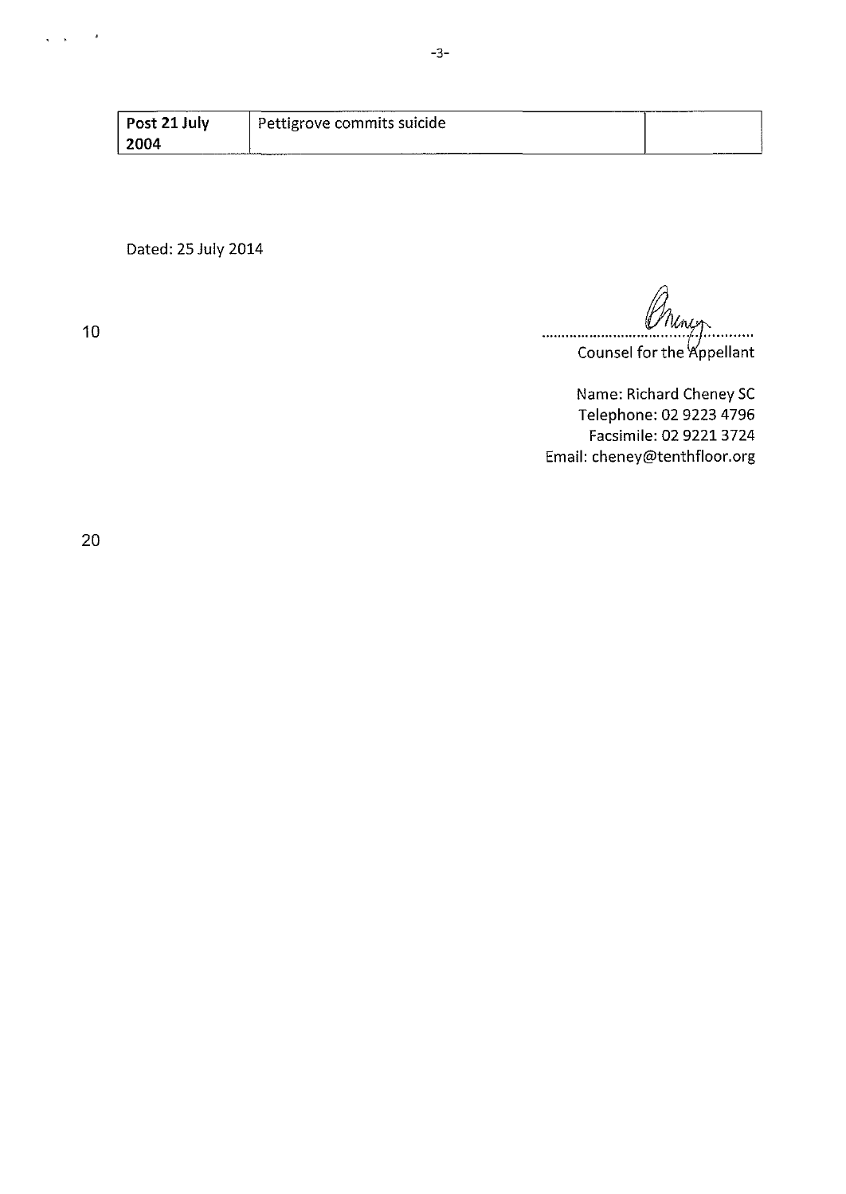| | | |
|---|---|---|
| **Post 21 July 2004** | Pettigrove commits suicide | |

Dated: 25 July 2014

Counsel for the Appellant

Name: Richard Cheney SC
Telephone: 02 9223 4796
Facsimile: 02 9221 3724
Email: cheney@tenthfloor.org